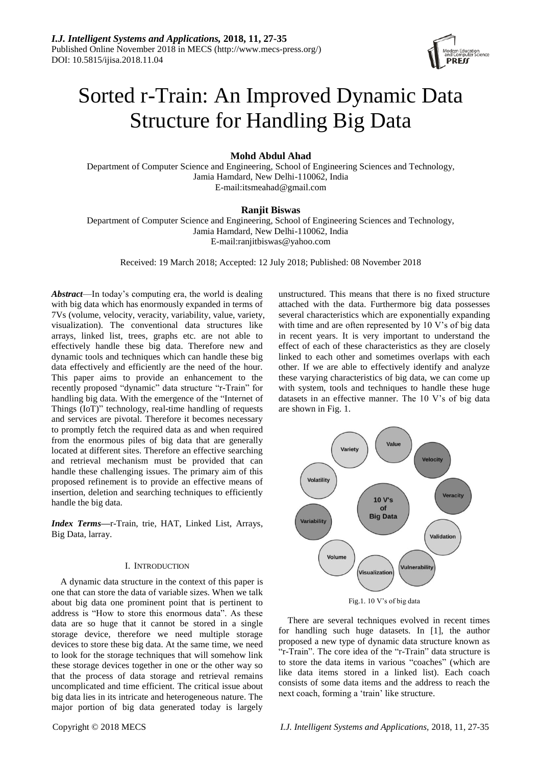# Sorted r-Train: An Improved Dynamic Data Structure for Handling Big Data

**Mohd Abdul Ahad**

Department of Computer Science and Engineering, School of Engineering Sciences and Technology, Jamia Hamdard, New Delhi-110062, India
E-mail:itsmeahad@gmail.com

**Ranjit Biswas**

Department of Computer Science and Engineering, School of Engineering Sciences and Technology, Jamia Hamdard, New Delhi-110062, India
E-mail:ranjitbiswas@yahoo.com

Received: 19 March 2018; Accepted: 12 July 2018; Published: 08 November 2018

***Abstract***—In today's computing era, the world is dealing with big data which has enormously expanded in terms of 7Vs (volume, velocity, veracity, variability, value, variety, visualization). The conventional data structures like arrays, linked list, trees, graphs etc. are not able to effectively handle these big data. Therefore new and dynamic tools and techniques which can handle these big data effectively and efficiently are the need of the hour. This paper aims to provide an enhancement to the recently proposed "dynamic" data structure "r-Train" for handling big data. With the emergence of the "Internet of Things (IoT)" technology, real-time handling of requests and services are pivotal. Therefore it becomes necessary to promptly fetch the required data as and when required from the enormous piles of big data that are generally located at different sites. Therefore an effective searching and retrieval mechanism must be provided that can handle these challenging issues. The primary aim of this proposed refinement is to provide an effective means of insertion, deletion and searching techniques to efficiently handle the big data.

***Index Terms***—r-Train, trie, HAT, Linked List, Arrays, Big Data, larray.

## I. INTRODUCTION

A dynamic data structure in the context of this paper is one that can store the data of variable sizes. When we talk about big data one prominent point that is pertinent to address is "How to store this enormous data". As these data are so huge that it cannot be stored in a single storage device, therefore we need multiple storage devices to store these big data. At the same time, we need to look for the storage techniques that will somehow link these storage devices together in one or the other way so that the process of data storage and retrieval remains uncomplicated and time efficient. The critical issue about big data lies in its intricate and heterogeneous nature. The major portion of big data generated today is largely unstructured. This means that there is no fixed structure attached with the data. Furthermore big data possesses several characteristics which are exponentially expanding with time and are often represented by 10 V's of big data in recent years. It is very important to understand the effect of each of these characteristics as they are closely linked to each other and sometimes overlaps with each other. If we are able to effectively identify and analyze these varying characteristics of big data, we can come up with system, tools and techniques to handle these huge datasets in an effective manner. The 10 V's of big data are shown in Fig. 1.

Fig.1. 10 V's of big data

There are several techniques evolved in recent times for handling such huge datasets. In [1], the author proposed a new type of dynamic data structure known as "r-Train". The core idea of the "r-Train" data structure is to store the data items in various "coaches" (which are like data items stored in a linked list). Each coach consists of some data items and the address to reach the next coach, forming a 'train' like structure.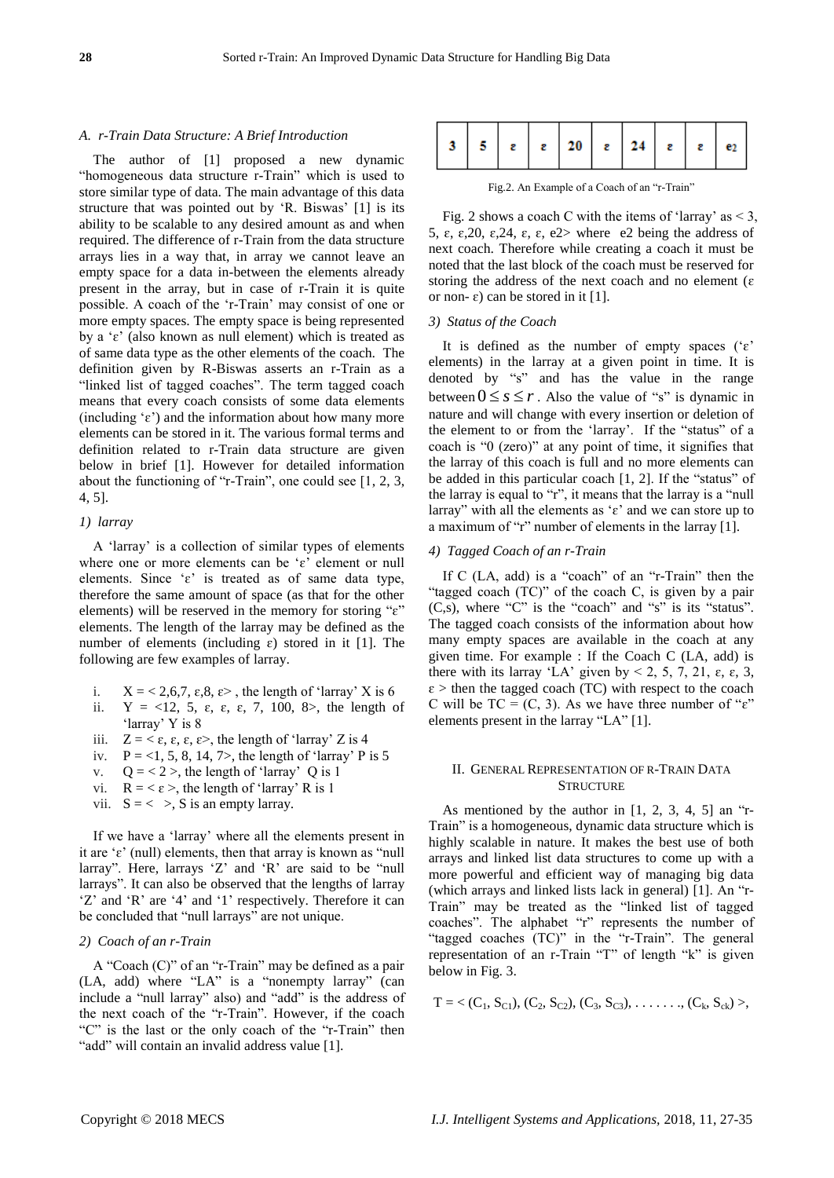### A. r-Train Data Structure: A Brief Introduction

The author of [1] proposed a new dynamic "homogeneous data structure r-Train" which is used to store similar type of data. The main advantage of this data structure that was pointed out by 'R. Biswas' [1] is its ability to be scalable to any desired amount as and when required. The difference of r-Train from the data structure arrays lies in a way that, in array we cannot leave an empty space for a data in-between the elements already present in the array, but in case of r-Train it is quite possible. A coach of the 'r-Train' may consist of one or more empty spaces. The empty space is being represented by a 'ε' (also known as null element) which is treated as of same data type as the other elements of the coach. The definition given by R-Biswas asserts an r-Train as a "linked list of tagged coaches". The term tagged coach means that every coach consists of some data elements (including 'ε') and the information about how many more elements can be stored in it. The various formal terms and definition related to r-Train data structure are given below in brief [1]. However for detailed information about the functioning of "r-Train", one could see [1, 2, 3, 4, 5].

#### 1) larray

A 'larray' is a collection of similar types of elements where one or more elements can be 'ε' element or null elements. Since 'ε' is treated as of same data type, therefore the same amount of space (as that for the other elements) will be reserved in the memory for storing "ε" elements. The length of the larray may be defined as the number of elements (including ε) stored in it [1]. The following are few examples of larray.

i. X = < 2,6,7, ε,8, ε> , the length of 'larray' X is 6
ii. Y = <12, 5, ε, ε, ε, 7, 100, 8>, the length of 'larray' Y is 8
iii. Z = < ε, ε, ε, ε>, the length of 'larray' Z is 4
iv. P = <1, 5, 8, 14, 7>, the length of 'larray' P is 5
v. Q = < 2 >, the length of 'larray' Q is 1
vi. R = < ε >, the length of 'larray' R is 1
vii. S = < >, S is an empty larray.

If we have a 'larray' where all the elements present in it are 'ε' (null) elements, then that array is known as "null larrays". Here, larrays 'Z' and 'R' are said to be "null larrays". It can also be observed that the lengths of larray 'Z' and 'R' are '4' and '1' respectively. Therefore it can be concluded that "null larrays" are not unique.

#### 2) Coach of an r-Train

A "Coach (C)" of an "r-Train" may be defined as a pair (LA, add) where "LA" is a "nonempty larray" (can include a "null larray" also) and "add" is the address of the next coach of the "r-Train". However, if the coach "C" is the last or the only coach of the "r-Train" then "add" will contain an invalid address value [1].

| 3 | 5 | ε | ε | 20 | ε | 24 | ε | ε | e2 |
|---|---|---|---|---|---|---|---|---|---|

Fig.2. An Example of a Coach of an "r-Train"

Fig. 2 shows a coach C with the items of 'larray' as < 3, 5, ε, ε,20, ε,24, ε, ε, e2> where e2 being the address of next coach. Therefore while creating a coach it must be noted that the last block of the coach must be reserved for storing the address of the next coach and no element (ε or non- ε) can be stored in it [1].

#### 3) Status of the Coach

It is defined as the number of empty spaces ('ε' elements) in the larray at a given point in time. It is denoted by "s" and has the value in the range between $0 \leq s \leq r$ . Also the value of "s" is dynamic in nature and will change with every insertion or deletion of the element to or from the 'larray'. If the "status" of a coach is "0 (zero)" at any point of time, it signifies that the larray of this coach is full and no more elements can be added in this particular coach [1, 2]. If the "status" of the larray is equal to "r", it means that the larray is a "null larray" with all the elements as 'ε' and we can store up to a maximum of "r" number of elements in the larray [1].

#### 4) Tagged Coach of an r-Train

If C (LA, add) is a "coach" of an "r-Train" then the "tagged coach (TC)" of the coach C, is given by a pair (C,s), where "C" is the "coach" and "s" is its "status". The tagged coach consists of the information about how many empty spaces are available in the coach at any given time. For example : If the Coach C (LA, add) is there with its larray 'LA' given by < 2, 5, 7, 21, ε, ε, 3, ε > then the tagged coach (TC) with respect to the coach C will be TC = (C, 3). As we have three number of "ε" elements present in the larray "LA" [1].

## II. General Representation of r-Train Data Structure

As mentioned by the author in [1, 2, 3, 4, 5] an "r-Train" is a homogeneous, dynamic data structure which is highly scalable in nature. It makes the best use of both arrays and linked list data structures to come up with a more powerful and efficient way of managing big data (which arrays and linked lists lack in general) [1]. An "r-Train" may be treated as the "linked list of tagged coaches". The alphabet "r" represents the number of "tagged coaches (TC)" in the "r-Train". The general representation of an r-Train "T" of length "k" is given below in Fig. 3.

$$T = < (C_1, S_{C1}), (C_2, S_{C2}), (C_3, S_{C3}), \ldots\ldots\ldots, (C_k, S_{ck}) >,$$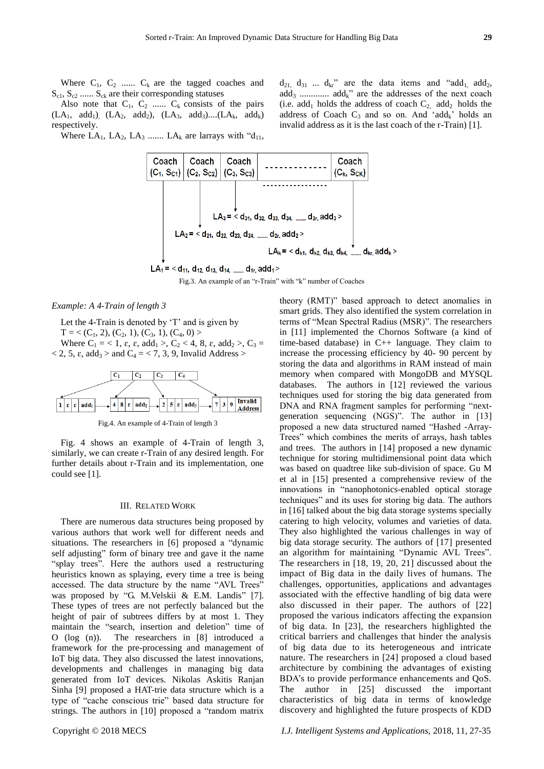Where $C_1$, $C_2$ ...... $C_k$ are the tagged coaches and $S_{c1}$, $S_{c2}$ ...... $S_{ck}$ are their corresponding statuses

Also note that $C_1$, $C_2$ ...... $C_k$ consists of the pairs ($LA_1$, $add_1$), ($LA_2$, $add_2$), ($LA_3$, $add_3$)....($LA_k$, $add_k$) respectively.

Where $LA_1$, $LA_2$, $LA_3$ ....... $LA_k$ are larrays with "$d_{11}$, $d_{21}$, $d_{31}$ ... $d_{kr}$" are the data items and "$add_1$, $add_2$, $add_3$ ............ $add_k$" are the addresses of the next coach (i.e. $add_1$ holds the address of coach $C_2$, $add_2$ holds the address of Coach $C_3$ and so on. And '$add_k$' holds an invalid address as it is the last coach of the r-Train) [1].

Fig.3. An example of an "r-Train" with "k" number of Coaches

*Example: A 4-Train of length 3*

Let the 4-Train is denoted by 'T' and is given by

$T = < (C_1, 2), (C_2, 1), (C_3, 1), (C_4, 0) >$

Where $C_1 = < 1, \varepsilon, \varepsilon, add_1 >$, $C_2 < 4, 8, \varepsilon, add_2 >$, $C_3 = < 2, 5, \varepsilon, add_3 >$ and $C_4 = < 7, 3, 9$, Invalid Address >

Fig.4. An example of 4-Train of length 3

Fig. 4 shows an example of 4-Train of length 3, similarly, we can create r-Train of any desired length. For further details about r-Train and its implementation, one could see [1].

## III. Related Work

There are numerous data structures being proposed by various authors that work well for different needs and situations. The researchers in [6] proposed a "dynamic self adjusting" form of binary tree and gave it the name "splay trees". Here the authors used a restructuring heuristics known as splaying, every time a tree is being accessed. The data structure by the name "AVL Trees" was proposed by "G. M.Velskii & E.M. Landis" [7]. These types of trees are not perfectly balanced but the height of pair of subtrees differs by at most 1. They maintain the "search, insertion and deletion" time of O (log (n)). The researchers in [8] introduced a framework for the pre-processing and management of IoT big data. They also discussed the latest innovations, developments and challenges in managing big data generated from IoT devices. Nikolas Askitis Ranjan Sinha [9] proposed a HAT-trie data structure which is a type of "cache conscious trie" based data structure for strings. The authors in [10] proposed a "random matrix theory (RMT)" based approach to detect anomalies in smart grids. They also identified the system correlation in terms of "Mean Spectral Radius (MSR)". The researchers in [11] implemented the Chornos Software (a kind of time-based database) in C++ language. They claim to increase the processing efficiency by 40- 90 percent by storing the data and algorithms in RAM instead of main memory when compared with MongoDB and MYSQL databases. The authors in [12] reviewed the various techniques used for storing the big data generated from DNA and RNA fragment samples for performing "next-generation sequencing (NGS)". The author in [13] proposed a new data structured named "Hashed -Array-Trees" which combines the merits of arrays, hash tables and trees. The authors in [14] proposed a new dynamic technique for storing multidimensional point data which was based on quadtree like sub-division of space. Gu M et al in [15] presented a comprehensive review of the innovations in "nanophotonics-enabled optical storage techniques" and its uses for storing big data. The authors in [16] talked about the big data storage systems specially catering to high velocity, volumes and varieties of data. They also highlighted the various challenges in way of big data storage security. The authors of [17] presented an algorithm for maintaining "Dynamic AVL Trees". The researchers in [18, 19, 20, 21] discussed about the impact of Big data in the daily lives of humans. The challenges, opportunities, applications and advantages associated with the effective handling of big data were also discussed in their paper. The authors of [22] proposed the various indicators affecting the expansion of big data. In [23], the researchers highlighted the critical barriers and challenges that hinder the analysis of big data due to its heterogeneous and intricate nature. The researchers in [24] proposed a cloud based architecture by combining the advantages of existing BDA's to provide performance enhancements and QoS. The author in [25] discussed the important characteristics of big data in terms of knowledge discovery and highlighted the future prospects of KDD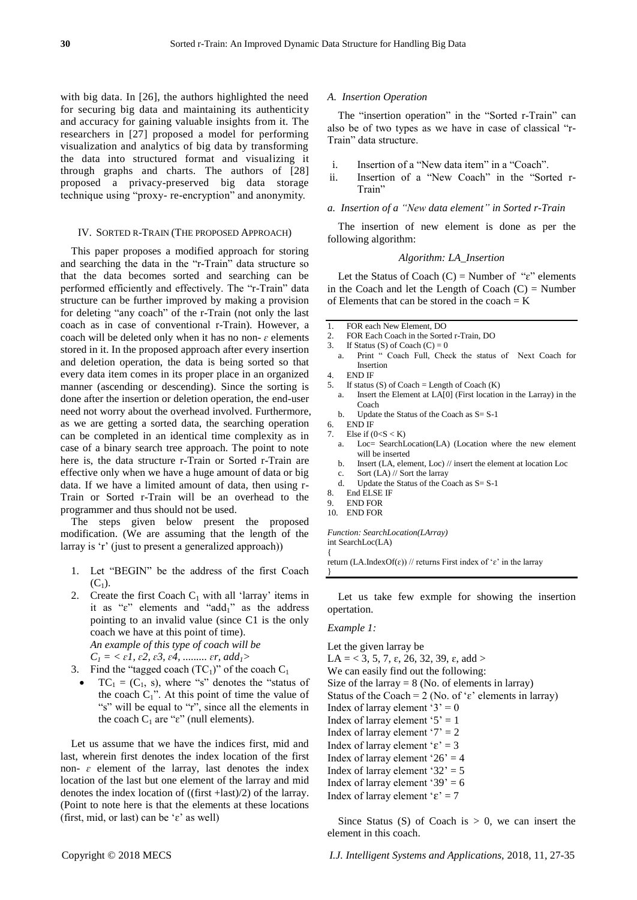with big data. In [26], the authors highlighted the need for securing big data and maintaining its authenticity and accuracy for gaining valuable insights from it. The researchers in [27] proposed a model for performing visualization and analytics of big data by transforming the data into structured format and visualizing it through graphs and charts. The authors of [28] proposed a privacy-preserved big data storage technique using "proxy- re-encryption" and anonymity.

## IV. Sorted r-Train (The proposed Approach)

This paper proposes a modified approach for storing and searching the data in the "r-Train" data structure so that the data becomes sorted and searching can be performed efficiently and effectively. The "r-Train" data structure can be further improved by making a provision for deleting "any coach" of the r-Train (not only the last coach as in case of conventional r-Train). However, a coach will be deleted only when it has no non- $\varepsilon$ elements stored in it. In the proposed approach after every insertion and deletion operation, the data is being sorted so that every data item comes in its proper place in an organized manner (ascending or descending). Since the sorting is done after the insertion or deletion operation, the end-user need not worry about the overhead involved. Furthermore, as we are getting a sorted data, the searching operation can be completed in an identical time complexity as in case of a binary search tree approach. The point to note here is, the data structure r-Train or Sorted r-Train are effective only when we have a huge amount of data or big data. If we have a limited amount of data, then using r-Train or Sorted r-Train will be an overhead to the programmer and thus should not be used.

The steps given below present the proposed modification. (We are assuming that the length of the larray is 'r' (just to present a generalized approach))

1. Let "BEGIN" be the address of the first Coach ($C_1$).
2. Create the first Coach $C_1$ with all 'larray' items in it as "ε" elements and "$add_1$" as the address pointing to an invalid value (since C1 is the only coach we have at this point of time).
   *An example of this type of coach will be*
   $C_1 = < \varepsilon 1, \varepsilon 2, \varepsilon 3, \varepsilon 4, ......... \varepsilon r, add_1>$
3. Find the "tagged coach ($TC_1$)" of the coach $C_1$
   - $TC_1 = (C_1, s)$, where "s" denotes the "status of the coach $C_1$". At this point of time the value of "s" will be equal to "r", since all the elements in the coach $C_1$ are "ε" (null elements).

Let us assume that we have the indices first, mid and last, wherein first denotes the index location of the first non- $\varepsilon$ element of the larray, last denotes the index location of the last but one element of the larray and mid denotes the index location of ((first +last)/2) of the larray. (Point to note here is that the elements at these locations (first, mid, or last) can be 'ε' as well)

### A. Insertion Operation

The "insertion operation" in the "Sorted r-Train" can also be of two types as we have in case of classical "r-Train" data structure.

i. Insertion of a "New data item" in a "Coach".
ii. Insertion of a "New Coach" in the "Sorted r-Train"

#### a. Insertion of a "New data element" in Sorted r-Train

The insertion of new element is done as per the following algorithm:

*Algorithm: LA_Insertion*

Let the Status of Coach (C) = Number of "ε" elements in the Coach and let the Length of Coach (C) = Number of Elements that can be stored in the coach = K

```
1.  FOR each New Element, DO
2.  FOR Each Coach in the Sorted r-Train, DO
3.  If Status (S) of Coach (C) = 0
    a.  Print " Coach Full, Check the status of Next Coach for
        Insertion
4.  END IF
5.  If status (S) of Coach = Length of Coach (K)
    a.  Insert the Element at LA[0] (First location in the Larray) in the
        Coach
    b.  Update the Status of the Coach as S= S-1
6.  END IF
7.  Else if (0<S < K)
    a.  Loc= SearchLocation(LA) (Location where the new element
        will be inserted
    b.  Insert (LA, element, Loc) // insert the element at location Loc
    c.  Sort (LA) // Sort the larray
    d.  Update the Status of the Coach as S= S-1
8.  End ELSE IF
9.  END FOR
10. END FOR

Function: SearchLocation(LArray)
int SearchLoc(LA)
{
return (LA.IndexOf(ε)) // returns First index of 'ε' in the larray
}
```

Let us take few exmple for showing the insertion opertation.

*Example 1:*

Let the given larray be
LA = < 3, 5, 7, ε, 26, 32, 39, ε, add >
We can easily find out the following:
Size of the larray = 8 (No. of elements in larray)
Status of the Coach = 2 (No. of 'ε' elements in larray)
Index of larray element '3' = 0
Index of larray element '5' = 1
Index of larray element '7' = 2
Index of larray element 'ε' = 3
Index of larray element '26' = 4
Index of larray element '32' = 5
Index of larray element '39' = 6
Index of larray element 'ε' = 7

Since Status (S) of Coach is > 0, we can insert the element in this coach.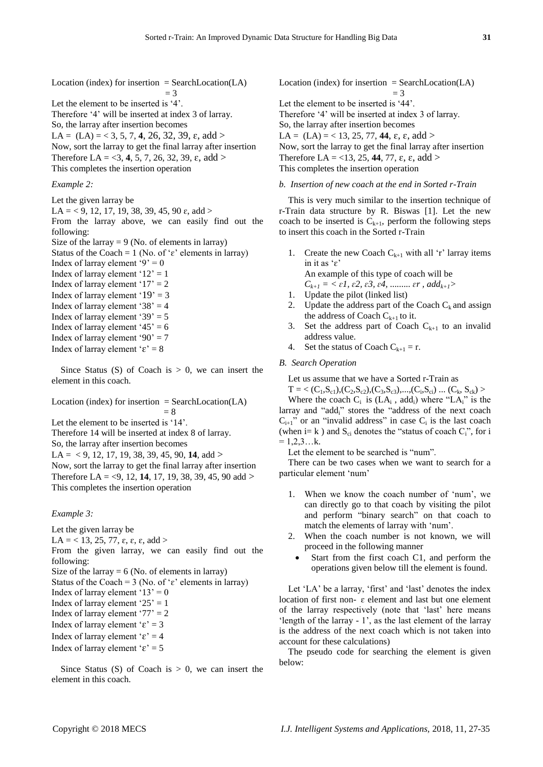Location (index) for insertion = SearchLocation(LA) = 3

Let the element to be inserted is '4'.
Therefore '4' will be inserted at index 3 of larray.
So, the larray after insertion becomes
LA = (LA) = < 3, 5, 7, **4**, 26, 32, 39, ε, add >
Now, sort the larray to get the final larray after insertion
Therefore LA = <3, **4**, 5, 7, 26, 32, 39, ε, add >
This completes the insertion operation

*Example 2:*

Let the given larray be
LA = < 9, 12, 17, 19, 38, 39, 45, 90 ε, add >
From the larray above, we can easily find out the following:
Size of the larray = 9 (No. of elements in larray)
Status of the Coach = 1 (No. of 'ε' elements in larray)
Index of larray element '9' = 0
Index of larray element '12' = 1
Index of larray element '17' = 2
Index of larray element '19' = 3
Index of larray element '38' = 4
Index of larray element '39' = 5
Index of larray element '45' = 6
Index of larray element '90' = 7
Index of larray element 'ε' = 8

Since Status (S) of Coach is > 0, we can insert the element in this coach.

Location (index) for insertion = SearchLocation(LA) = 8

Let the element to be inserted is '14'.
Therefore 14 will be inserted at index 8 of larray.
So, the larray after insertion becomes
LA = < 9, 12, 17, 19, 38, 39, 45, 90, **14**, add >
Now, sort the larray to get the final larray after insertion
Therefore LA = <9, 12, **14**, 17, 19, 38, 39, 45, 90 add >
This completes the insertion operation

*Example 3:*

Let the given larray be
LA = < 13, 25, 77, ε, ε, ε, add >
From the given larray, we can easily find out the following:
Size of the larray = 6 (No. of elements in larray)
Status of the Coach = 3 (No. of 'ε' elements in larray)
Index of larray element '13' = 0
Index of larray element '25' = 1
Index of larray element '77' = 2
Index of larray element 'ε' = 3
Index of larray element 'ε' = 4
Index of larray element 'ε' = 5

Since Status (S) of Coach is > 0, we can insert the element in this coach.

Location (index) for insertion = SearchLocation(LA) = 3

Let the element to be inserted is '44'.
Therefore '4' will be inserted at index 3 of larray.
So, the larray after insertion becomes
LA = (LA) = < 13, 25, 77, **44**, ε, ε, add >
Now, sort the larray to get the final larray after insertion
Therefore LA = <13, 25, **44**, 77, ε, ε, add >
This completes the insertion operation

*b. Insertion of new coach at the end in Sorted r-Train*

This is very much similar to the insertion technique of r-Train data structure by R. Biswas [1]. Let the new coach to be inserted is $C_{k+1}$, perform the following steps to insert this coach in the Sorted r-Train

1. Create the new Coach $C_{k+1}$ with all 'r' larray items in it as 'ε'
   An example of this type of coach will be
   $C_{k+1} = < \varepsilon 1, \varepsilon 2, \varepsilon 3, \varepsilon 4, \ldots\ldots\ldots \varepsilon r, add_{k+1} >$
1. Update the pilot (linked list)
2. Update the address part of the Coach $C_k$ and assign the address of Coach $C_{k+1}$ to it.
3. Set the address part of Coach $C_{k+1}$ to an invalid address value.
4. Set the status of Coach $C_{k+1}$ = r.

*B. Search Operation*

Let us assume that we have a Sorted r-Train as
$T = < (C_1,S_{c1}),(C_2,S_{c2}),(C_3,S_{c3}),\ldots,(C_i,S_{ci}) \ldots (C_k, S_{ck}) >$
Where the coach $C_i$ is ($LA_i$ , $add_i$) where "$LA_i$" is the larray and "$add_i$" stores the "address of the next coach $C_{i+1}$" or an "invalid address" in case $C_i$ is the last coach (when i= k ) and $S_{ci}$ denotes the "status of coach $C_i$", for i = 1,2,3…k.

Let the element to be searched is "num".

There can be two cases when we want to search for a particular element 'num'

1. When we know the coach number of 'num', we can directly go to that coach by visiting the pilot and perform "binary search" on that coach to match the elements of larray with 'num'.
2. When the coach number is not known, we will proceed in the following manner
   - Start from the first coach C1, and perform the operations given below till the element is found.

Let 'LA' be a larray, 'first' and 'last' denotes the index location of first non- ε element and last but one element of the larray respectively (note that 'last' here means 'length of the larray - 1', as the last element of the larray is the address of the next coach which is not taken into account for these calculations)

The pseudo code for searching the element is given below: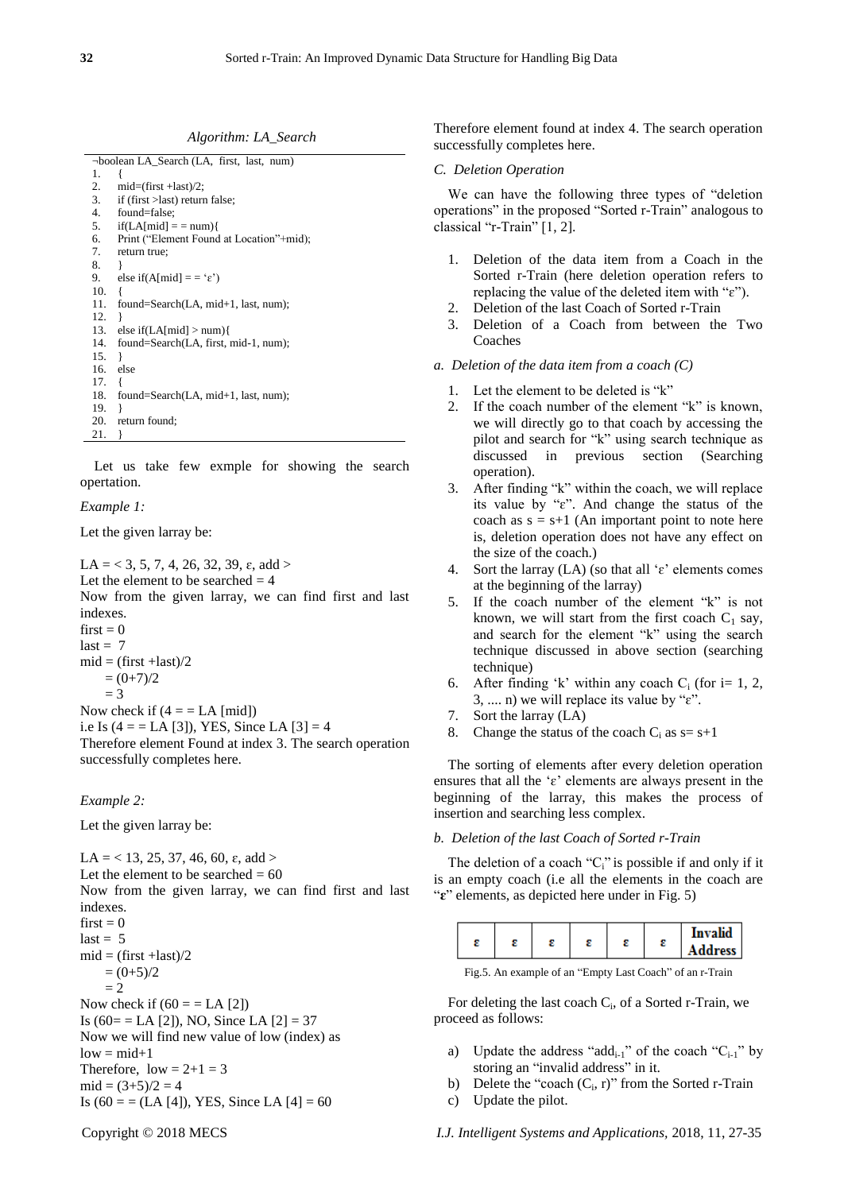*Algorithm: LA_Search*

```
¬boolean LA_Search (LA, first, last, num)
1.  {
2.  mid=(first +last)/2;
3.  if (first >last) return false;
4.  found=false;
5.  if(LA[mid] = = num){
6.  Print ("Element Found at Location"+mid);
7.  return true;
8.  }
9.  else if(A[mid] = = 'ε')
10. {
11. found=Search(LA, mid+1, last, num);
12. }
13. else if(LA[mid] > num){
14. found=Search(LA, first, mid-1, num);
15. }
16. else
17. {
18. found=Search(LA, mid+1, last, num);
19. }
20. return found;
21. }
```

Let us take few exmple for showing the search opertation.

*Example 1:*

Let the given larray be:

LA = < 3, 5, 7, 4, 26, 32, 39, ε, add >
Let the element to be searched = 4
Now from the given larray, we can find first and last indexes.
first = 0
last = 7
mid = (first +last)/2
= (0+7)/2
= 3
Now check if (4 = = LA [mid])
i.e Is (4 = = LA [3]), YES, Since LA [3] = 4
Therefore element Found at index 3. The search operation successfully completes here.

*Example 2:*

Let the given larray be:

LA = < 13, 25, 37, 46, 60, ε, add >
Let the element to be searched = 60
Now from the given larray, we can find first and last indexes.
first = 0
last = 5
mid = (first +last)/2
= (0+5)/2
= 2
Now check if (60 = = LA [2])
Is (60= = LA [2]), NO, Since LA [2] = 37
Now we will find new value of low (index) as
low = mid+1
Therefore, low = 2+1 = 3
mid = (3+5)/2 = 4
Is (60 = = (LA [4]), YES, Since LA [4] = 60
Therefore element found at index 4. The search operation successfully completes here.

### *C. Deletion Operation*

We can have the following three types of "deletion operations" in the proposed "Sorted r-Train" analogous to classical "r-Train" [1, 2].

1. Deletion of the data item from a Coach in the Sorted r-Train (here deletion operation refers to replacing the value of the deleted item with "ε").
2. Deletion of the last Coach of Sorted r-Train
3. Deletion of a Coach from between the Two Coaches

#### *a. Deletion of the data item from a coach (C)*

1. Let the element to be deleted is "k"
2. If the coach number of the element "k" is known, we will directly go to that coach by accessing the pilot and search for "k" using search technique as discussed in previous section (Searching operation).
3. After finding "k" within the coach, we will replace its value by "ε". And change the status of the coach as s = s+1 (An important point to note here is, deletion operation does not have any effect on the size of the coach.)
4. Sort the larray (LA) (so that all 'ε' elements comes at the beginning of the larray)
5. If the coach number of the element "k" is not known, we will start from the first coach $C_1$ say, and search for the element "k" using the search technique discussed in above section (searching technique)
6. After finding 'k' within any coach $C_i$ (for i= 1, 2, 3, .... n) we will replace its value by "ε".
7. Sort the larray (LA)
8. Change the status of the coach $C_i$ as s= s+1

The sorting of elements after every deletion operation ensures that all the 'ε' elements are always present in the beginning of the larray, this makes the process of insertion and searching less complex.

#### *b. Deletion of the last Coach of Sorted r-Train*

The deletion of a coach "$C_i$" is possible if and only if it is an empty coach (i.e all the elements in the coach are "**ε**" elements, as depicted here under in Fig. 5)

| ε | ε | ε | ε | ε | ε | **Invalid Address** |
|---|---|---|---|---|---|---|

Fig.5. An example of an "Empty Last Coach" of an r-Train

For deleting the last coach $C_i$, of a Sorted r-Train, we proceed as follows:

a) Update the address "$add_{i-1}$" of the coach "$C_{i-1}$" by storing an "invalid address" in it.
b) Delete the "coach ($C_i$, r)" from the Sorted r-Train
c) Update the pilot.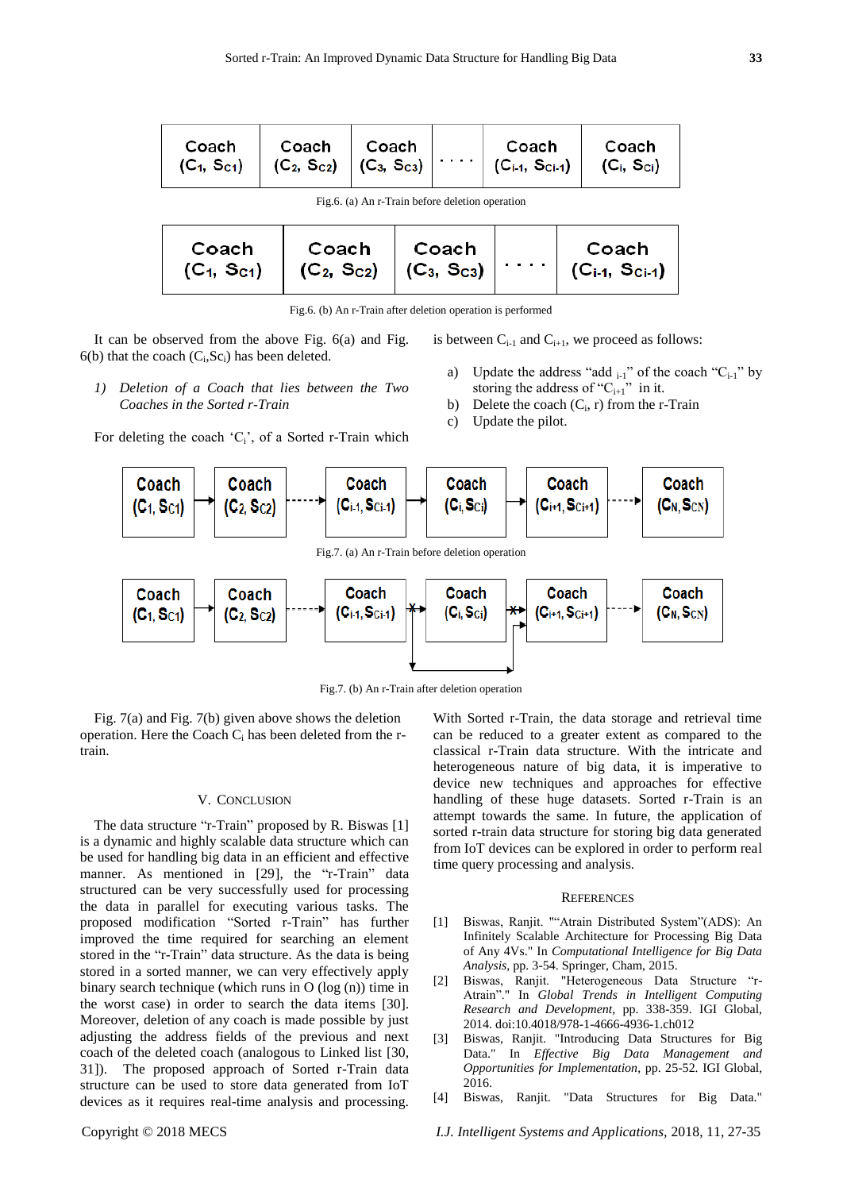| Coach ($C_1$, $Sc_1$) | Coach ($C_2$, $Sc_2$) | Coach ($C_3$, $Sc_3$) | .... | Coach ($C_{i-1}$, $Sc_{i-1}$) | Coach ($C_i$, $Sc_i$) |
|---|---|---|---|---|---|

Fig.6. (a) An r-Train before deletion operation

| Coach ($C_1$, $Sc_1$) | Coach ($C_2$, $Sc_2$) | Coach ($C_3$, $Sc_3$) | .... | Coach ($C_{i-1}$, $Sc_{i-1}$) |
|---|---|---|---|---|

Fig.6. (b) An r-Train after deletion operation is performed

It can be observed from the above Fig. 6(a) and Fig. 6(b) that the coach ($C_i$,$Sc_i$) has been deleted.

*1) Deletion of a Coach that lies between the Two Coaches in the Sorted r-Train*

For deleting the coach '$C_i$', of a Sorted r-Train which is between $C_{i-1}$ and $C_{i+1}$, we proceed as follows:

a) Update the address "add $_{i-1}$" of the coach "$C_{i-1}$" by storing the address of "$C_{i+1}$" in it.
b) Delete the coach ($C_i$, r) from the r-Train
c) Update the pilot.

Coach ($C_1$, $Sc_1$) → Coach ($C_2$, $Sc_2$) ····→ Coach ($C_{i-1}$, $Sc_{i-1}$) → Coach ($C_i$, $Sc_i$) → Coach ($C_{i+1}$, $Sc_{i+1}$) ····→ Coach ($C_N$, $Sc_N$)

Fig.7. (a) An r-Train before deletion operation

Coach ($C_1$, $Sc_1$) → Coach ($C_2$, $Sc_2$) ····→ Coach ($C_{i-1}$, $Sc_{i-1}$) ✗ Coach ($C_i$, $Sc_i$) ✗ Coach ($C_{i+1}$, $Sc_{i+1}$) ····→ Coach ($C_N$, $Sc_N$)

Fig.7. (b) An r-Train after deletion operation

Fig. 7(a) and Fig. 7(b) given above shows the deletion operation. Here the Coach $C_i$ has been deleted from the r-train.

## V. Conclusion

The data structure "r-Train" proposed by R. Biswas [1] is a dynamic and highly scalable data structure which can be used for handling big data in an efficient and effective manner. As mentioned in [29], the "r-Train" data structured can be very successfully used for processing the data in parallel for executing various tasks. The proposed modification "Sorted r-Train" has further improved the time required for searching an element stored in the "r-Train" data structure. As the data is being stored in a sorted manner, we can very effectively apply binary search technique (which runs in O (log (n)) time in the worst case) in order to search the data items [30]. Moreover, deletion of any coach is made possible by just adjusting the address fields of the previous and next coach of the deleted coach (analogous to Linked list [30, 31]). The proposed approach of Sorted r-Train data structure can be used to store data generated from IoT devices as it requires real-time analysis and processing. With Sorted r-Train, the data storage and retrieval time can be reduced to a greater extent as compared to the classical r-Train data structure. With the intricate and heterogeneous nature of big data, it is imperative to device new techniques and approaches for effective handling of these huge datasets. Sorted r-Train is an attempt towards the same. In future, the application of sorted r-train data structure for storing big data generated from IoT devices can be explored in order to perform real time query processing and analysis.

## References

[1] Biswas, Ranjit. ""Atrain Distributed System"(ADS): An Infinitely Scalable Architecture for Processing Big Data of Any 4Vs." In *Computational Intelligence for Big Data Analysis*, pp. 3-54. Springer, Cham, 2015.

[2] Biswas, Ranjit. "Heterogeneous Data Structure "r-Atrain"." In *Global Trends in Intelligent Computing Research and Development*, pp. 338-359. IGI Global, 2014. doi:10.4018/978-1-4666-4936-1.ch012

[3] Biswas, Ranjit. "Introducing Data Structures for Big Data." In *Effective Big Data Management and Opportunities for Implementation*, pp. 25-52. IGI Global, 2016.

[4] Biswas, Ranjit. "Data Structures for Big Data."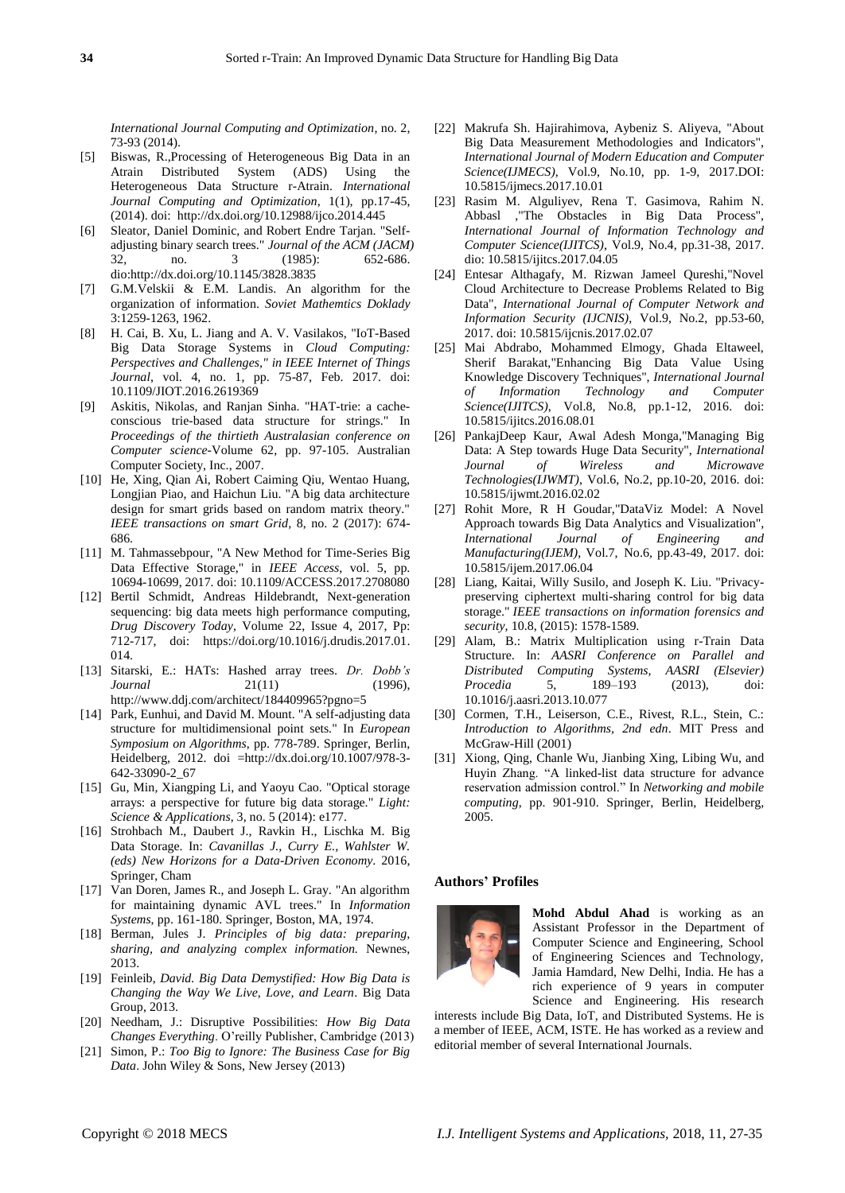*International Journal Computing and Optimization*, no. 2, 73-93 (2014).

[5] Biswas, R.,Processing of Heterogeneous Big Data in an Atrain Distributed System (ADS) Using the Heterogeneous Data Structure r-Atrain. *International Journal Computing and Optimization*, 1(1), pp.17-45, (2014). doi: http://dx.doi.org/10.12988/ijco.2014.445

[6] Sleator, Daniel Dominic, and Robert Endre Tarjan. "Self-adjusting binary search trees." *Journal of the ACM (JACM)* 32, no. 3 (1985): 652-686. dio:http://dx.doi.org/10.1145/3828.3835

[7] G.M.Velskii & E.M. Landis. An algorithm for the organization of information. *Soviet Mathemtics Doklady* 3:1259-1263, 1962.

[8] H. Cai, B. Xu, L. Jiang and A. V. Vasilakos, "IoT-Based Big Data Storage Systems in *Cloud Computing: Perspectives and Challenges," in IEEE Internet of Things Journal*, vol. 4, no. 1, pp. 75-87, Feb. 2017. doi: 10.1109/JIOT.2016.2619369

[9] Askitis, Nikolas, and Ranjan Sinha. "HAT-trie: a cache-conscious trie-based data structure for strings." In *Proceedings of the thirtieth Australasian conference on Computer science*-Volume 62, pp. 97-105. Australian Computer Society, Inc., 2007.

[10] He, Xing, Qian Ai, Robert Caiming Qiu, Wentao Huang, Longjian Piao, and Haichun Liu. "A big data architecture design for smart grids based on random matrix theory." *IEEE transactions on smart Grid*, 8, no. 2 (2017): 674-686.

[11] M. Tahmassebpour, "A New Method for Time-Series Big Data Effective Storage," in *IEEE Access*, vol. 5, pp. 10694-10699, 2017. doi: 10.1109/ACCESS.2017.2708080

[12] Bertil Schmidt, Andreas Hildebrandt, Next-generation sequencing: big data meets high performance computing, *Drug Discovery Today*, Volume 22, Issue 4, 2017, Pp: 712-717, doi: https://doi.org/10.1016/j.drudis.2017.01.014.

[13] Sitarski, E.: HATs: Hashed array trees. *Dr. Dobb's Journal* 21(11) (1996), http://www.ddj.com/architect/184409965?pgno=5

[14] Park, Eunhui, and David M. Mount. "A self-adjusting data structure for multidimensional point sets." In *European Symposium on Algorithms*, pp. 778-789. Springer, Berlin, Heidelberg, 2012. doi =http://dx.doi.org/10.1007/978-3-642-33090-2_67

[15] Gu, Min, Xiangping Li, and Yaoyu Cao. "Optical storage arrays: a perspective for future big data storage." *Light: Science & Applications*, 3, no. 5 (2014): e177.

[16] Strohbach M., Daubert J., Ravkin H., Lischka M. Big Data Storage. In: *Cavanillas J., Curry E., Wahlster W. (eds) New Horizons for a Data-Driven Economy*. 2016, Springer, Cham

[17] Van Doren, James R., and Joseph L. Gray. "An algorithm for maintaining dynamic AVL trees." In *Information Systems*, pp. 161-180. Springer, Boston, MA, 1974.

[18] Berman, Jules J. *Principles of big data: preparing, sharing, and analyzing complex information.* Newnes, 2013.

[19] Feinleib, *David. Big Data Demystified: How Big Data is Changing the Way We Live, Love, and Learn*. Big Data Group, 2013.

[20] Needham, J.: Disruptive Possibilities: *How Big Data Changes Everything*. O'reilly Publisher, Cambridge (2013)

[21] Simon, P.: *Too Big to Ignore: The Business Case for Big Data*. John Wiley & Sons, New Jersey (2013)

[22] Makrufa Sh. Hajirahimova, Aybeniz S. Aliyeva, "About Big Data Measurement Methodologies and Indicators", *International Journal of Modern Education and Computer Science(IJMECS)*, Vol.9, No.10, pp. 1-9, 2017.DOI: 10.5815/ijmecs.2017.10.01

[23] Rasim M. Alguliyev, Rena T. Gasimova, Rahim N. Abbasl ,"The Obstacles in Big Data Process", *International Journal of Information Technology and Computer Science(IJITCS)*, Vol.9, No.4, pp.31-38, 2017. dio: 10.5815/ijitcs.2017.04.05

[24] Entesar Althagafy, M. Rizwan Jameel Qureshi,"Novel Cloud Architecture to Decrease Problems Related to Big Data", *International Journal of Computer Network and Information Security (IJCNIS)*, Vol.9, No.2, pp.53-60, 2017. doi: 10.5815/ijcnis.2017.02.07

[25] Mai Abdrabo, Mohammed Elmogy, Ghada Eltaweel, Sherif Barakat,"Enhancing Big Data Value Using Knowledge Discovery Techniques", *International Journal of Information Technology and Computer Science(IJITCS)*, Vol.8, No.8, pp.1-12, 2016. doi: 10.5815/ijitcs.2016.08.01

[26] PankajDeep Kaur, Awal Adesh Monga,"Managing Big Data: A Step towards Huge Data Security", *International Journal of Wireless and Microwave Technologies(IJWMT)*, Vol.6, No.2, pp.10-20, 2016. doi: 10.5815/ijwmt.2016.02.02

[27] Rohit More, R H Goudar,"DataViz Model: A Novel Approach towards Big Data Analytics and Visualization", *International Journal of Engineering and Manufacturing(IJEM)*, Vol.7, No.6, pp.43-49, 2017. doi: 10.5815/ijem.2017.06.04

[28] Liang, Kaitai, Willy Susilo, and Joseph K. Liu. "Privacy-preserving ciphertext multi-sharing control for big data storage." *IEEE transactions on information forensics and security*, 10.8, (2015): 1578-1589.

[29] Alam, B.: Matrix Multiplication using r-Train Data Structure. In: *AASRI Conference on Parallel and Distributed Computing Systems, AASRI (Elsevier) Procedia* 5, 189–193 (2013), doi: 10.1016/j.aasri.2013.10.077

[30] Cormen, T.H., Leiserson, C.E., Rivest, R.L., Stein, C.: *Introduction to Algorithms, 2nd edn*. MIT Press and McGraw-Hill (2001)

[31] Xiong, Qing, Chanle Wu, Jianbing Xing, Libing Wu, and Huyin Zhang. "A linked-list data structure for advance reservation admission control." In *Networking and mobile computing*, pp. 901-910. Springer, Berlin, Heidelberg, 2005.

### Authors' Profiles

**Mohd Abdul Ahad** is working as an Assistant Professor in the Department of Computer Science and Engineering, School of Engineering Sciences and Technology, Jamia Hamdard, New Delhi, India. He has a rich experience of 9 years in computer Science and Engineering. His research interests include Big Data, IoT, and Distributed Systems. He is a member of IEEE, ACM, ISTE. He has worked as a review and editorial member of several International Journals.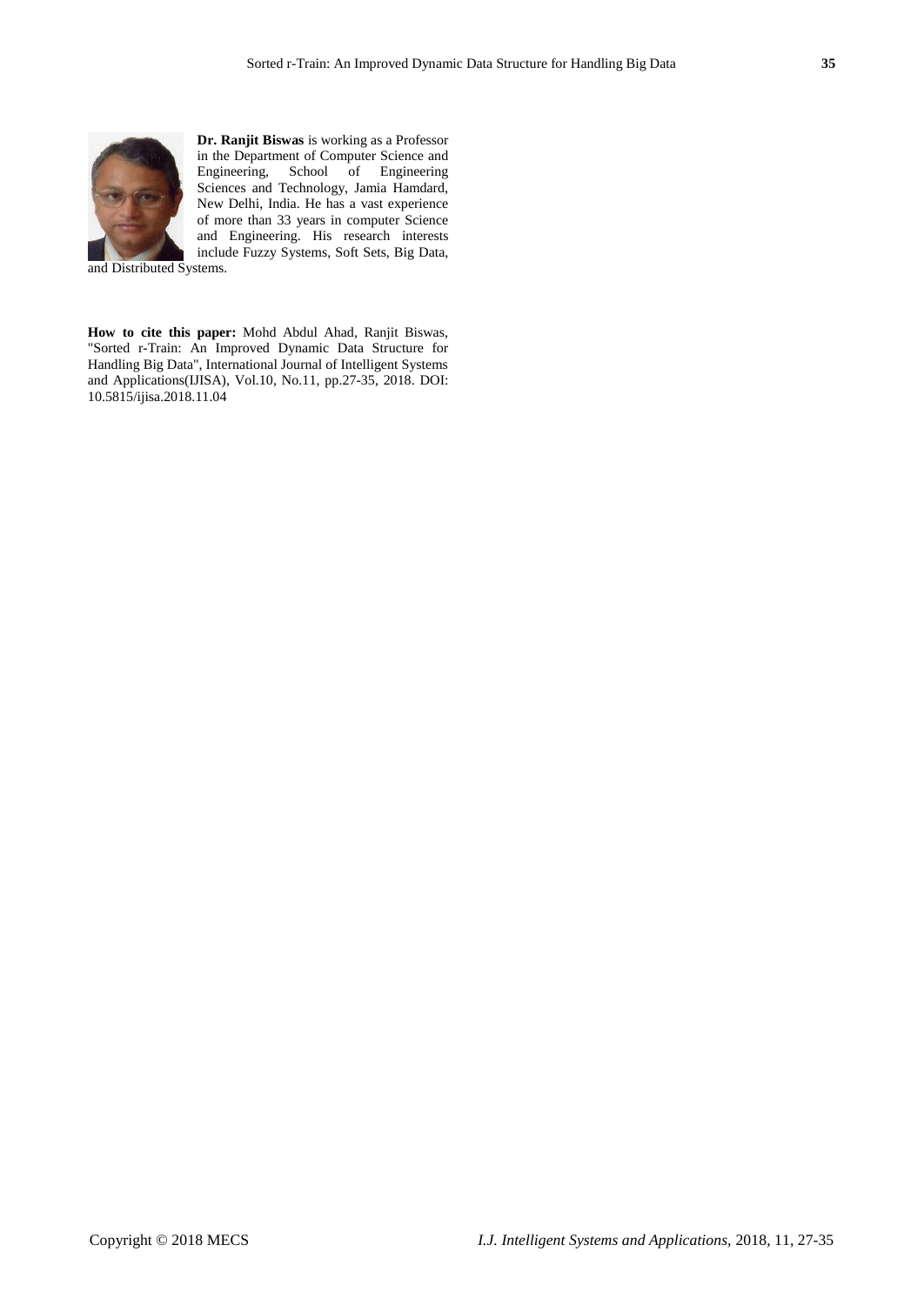**Dr. Ranjit Biswas** is working as a Professor in the Department of Computer Science and Engineering, School of Engineering Sciences and Technology, Jamia Hamdard, New Delhi, India. He has a vast experience of more than 33 years in computer Science and Engineering. His research interests include Fuzzy Systems, Soft Sets, Big Data, and Distributed Systems.

**How to cite this paper:** Mohd Abdul Ahad, Ranjit Biswas, "Sorted r-Train: An Improved Dynamic Data Structure for Handling Big Data", International Journal of Intelligent Systems and Applications(IJISA), Vol.10, No.11, pp.27-35, 2018. DOI: 10.5815/ijisa.2018.11.04